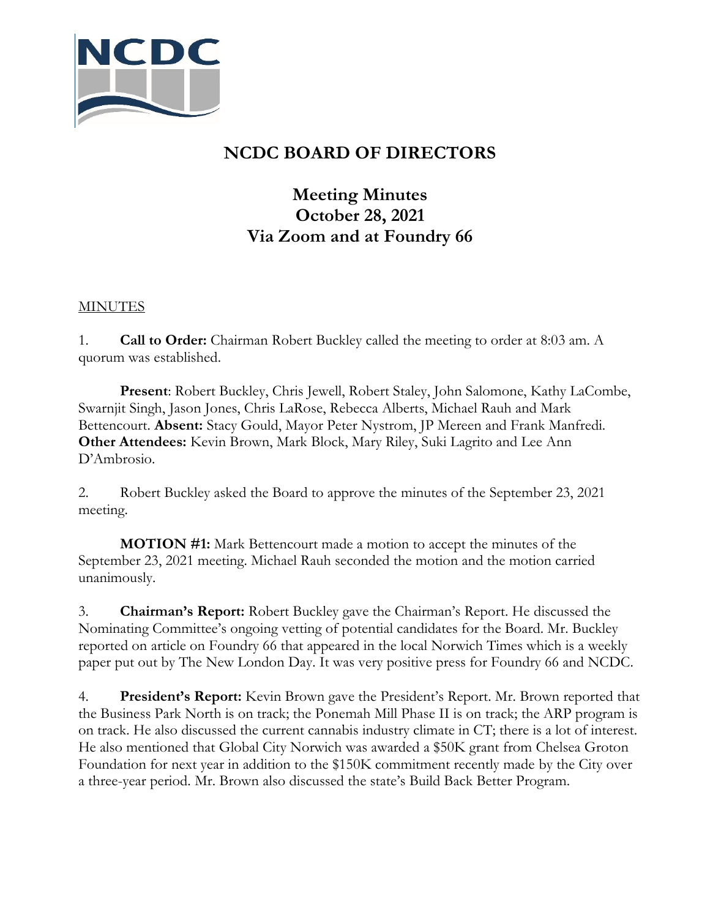# NCDC BOARD OF DIRECTORS

## Meeting Minutes
## October 28, 2021
## Via Zoom and at Foundry 66

MINUTES

1. **Call to Order:** Chairman Robert Buckley called the meeting to order at 8:03 am. A quorum was established.

   **Present**: Robert Buckley, Chris Jewell, Robert Staley, John Salomone, Kathy LaCombe, Swarnjit Singh, Jason Jones, Chris LaRose, Rebecca Alberts, Michael Rauh and Mark Bettencourt. **Absent:** Stacy Gould, Mayor Peter Nystrom, JP Mereen and Frank Manfredi. **Other Attendees:** Kevin Brown, Mark Block, Mary Riley, Suki Lagrito and Lee Ann D'Ambrosio.

2. Robert Buckley asked the Board to approve the minutes of the September 23, 2021 meeting.

   **MOTION #1:** Mark Bettencourt made a motion to accept the minutes of the September 23, 2021 meeting. Michael Rauh seconded the motion and the motion carried unanimously.

3. **Chairman's Report:** Robert Buckley gave the Chairman's Report. He discussed the Nominating Committee's ongoing vetting of potential candidates for the Board. Mr. Buckley reported on article on Foundry 66 that appeared in the local Norwich Times which is a weekly paper put out by The New London Day. It was very positive press for Foundry 66 and NCDC.

4. **President's Report:** Kevin Brown gave the President's Report. Mr. Brown reported that the Business Park North is on track; the Ponemah Mill Phase II is on track; the ARP program is on track. He also discussed the current cannabis industry climate in CT; there is a lot of interest. He also mentioned that Global City Norwich was awarded a $50K grant from Chelsea Groton Foundation for next year in addition to the $150K commitment recently made by the City over a three-year period. Mr. Brown also discussed the state's Build Back Better Program.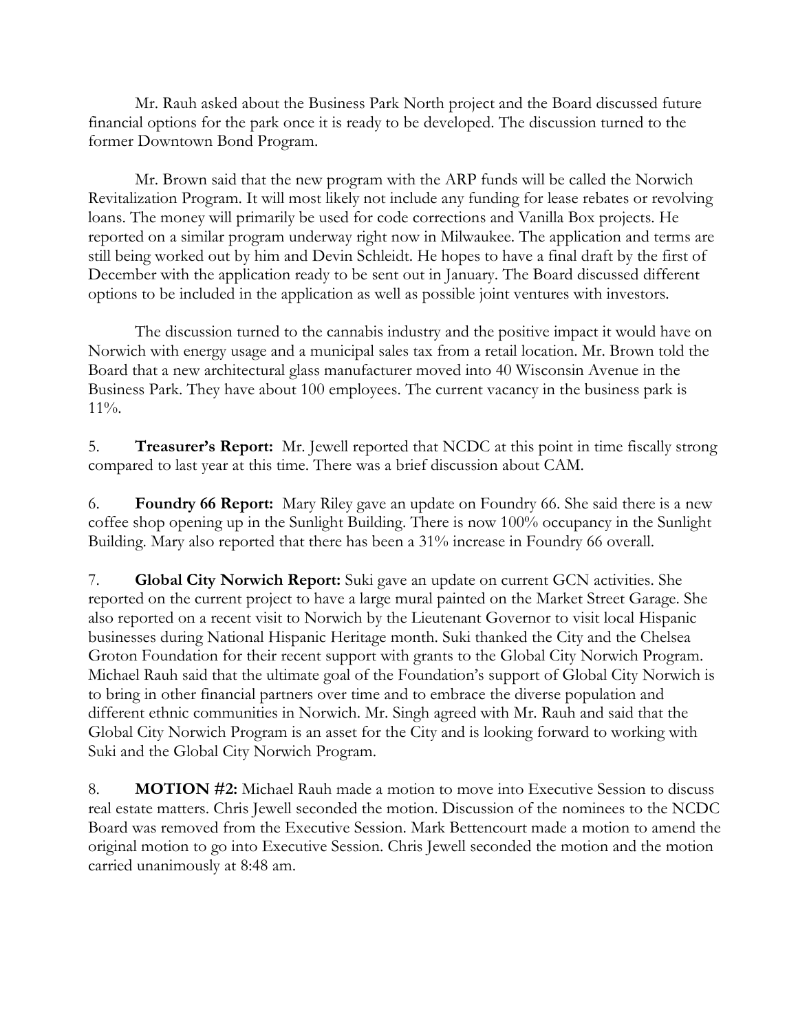Mr. Rauh asked about the Business Park North project and the Board discussed future financial options for the park once it is ready to be developed. The discussion turned to the former Downtown Bond Program.

Mr. Brown said that the new program with the ARP funds will be called the Norwich Revitalization Program. It will most likely not include any funding for lease rebates or revolving loans. The money will primarily be used for code corrections and Vanilla Box projects. He reported on a similar program underway right now in Milwaukee. The application and terms are still being worked out by him and Devin Schleidt. He hopes to have a final draft by the first of December with the application ready to be sent out in January. The Board discussed different options to be included in the application as well as possible joint ventures with investors.

The discussion turned to the cannabis industry and the positive impact it would have on Norwich with energy usage and a municipal sales tax from a retail location. Mr. Brown told the Board that a new architectural glass manufacturer moved into 40 Wisconsin Avenue in the Business Park. They have about 100 employees. The current vacancy in the business park is 11%.

5. **Treasurer's Report:** Mr. Jewell reported that NCDC at this point in time fiscally strong compared to last year at this time. There was a brief discussion about CAM.

6. **Foundry 66 Report:** Mary Riley gave an update on Foundry 66. She said there is a new coffee shop opening up in the Sunlight Building. There is now 100% occupancy in the Sunlight Building. Mary also reported that there has been a 31% increase in Foundry 66 overall.

7. **Global City Norwich Report:** Suki gave an update on current GCN activities. She reported on the current project to have a large mural painted on the Market Street Garage. She also reported on a recent visit to Norwich by the Lieutenant Governor to visit local Hispanic businesses during National Hispanic Heritage month. Suki thanked the City and the Chelsea Groton Foundation for their recent support with grants to the Global City Norwich Program. Michael Rauh said that the ultimate goal of the Foundation's support of Global City Norwich is to bring in other financial partners over time and to embrace the diverse population and different ethnic communities in Norwich. Mr. Singh agreed with Mr. Rauh and said that the Global City Norwich Program is an asset for the City and is looking forward to working with Suki and the Global City Norwich Program.

8. **MOTION #2:** Michael Rauh made a motion to move into Executive Session to discuss real estate matters. Chris Jewell seconded the motion. Discussion of the nominees to the NCDC Board was removed from the Executive Session. Mark Bettencourt made a motion to amend the original motion to go into Executive Session. Chris Jewell seconded the motion and the motion carried unanimously at 8:48 am.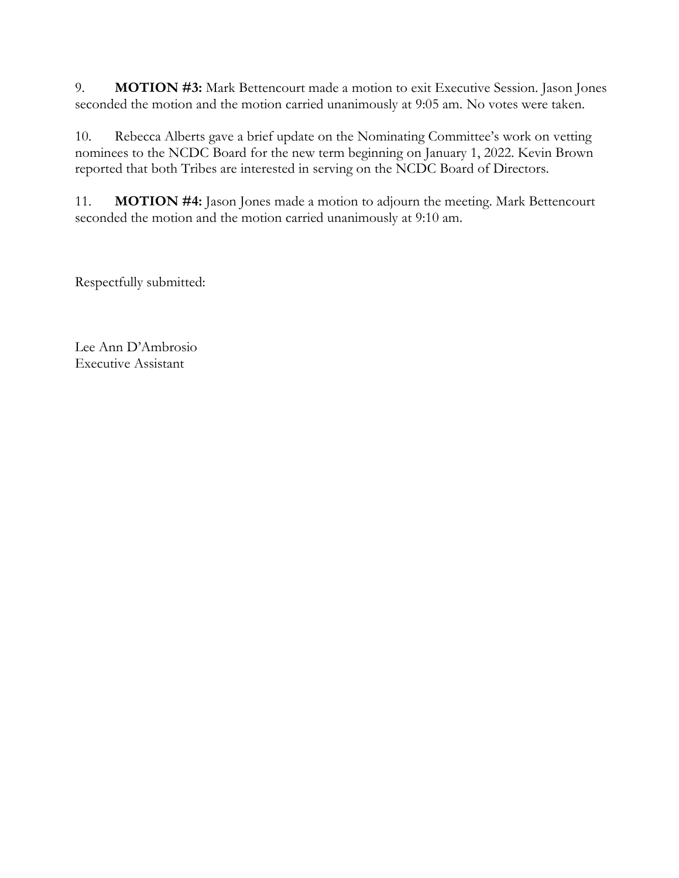9. **MOTION #3:** Mark Bettencourt made a motion to exit Executive Session. Jason Jones seconded the motion and the motion carried unanimously at 9:05 am. No votes were taken.

10. Rebecca Alberts gave a brief update on the Nominating Committee's work on vetting nominees to the NCDC Board for the new term beginning on January 1, 2022. Kevin Brown reported that both Tribes are interested in serving on the NCDC Board of Directors.

11. **MOTION #4:** Jason Jones made a motion to adjourn the meeting. Mark Bettencourt seconded the motion and the motion carried unanimously at 9:10 am.

Respectfully submitted:

Lee Ann D'Ambrosio
Executive Assistant